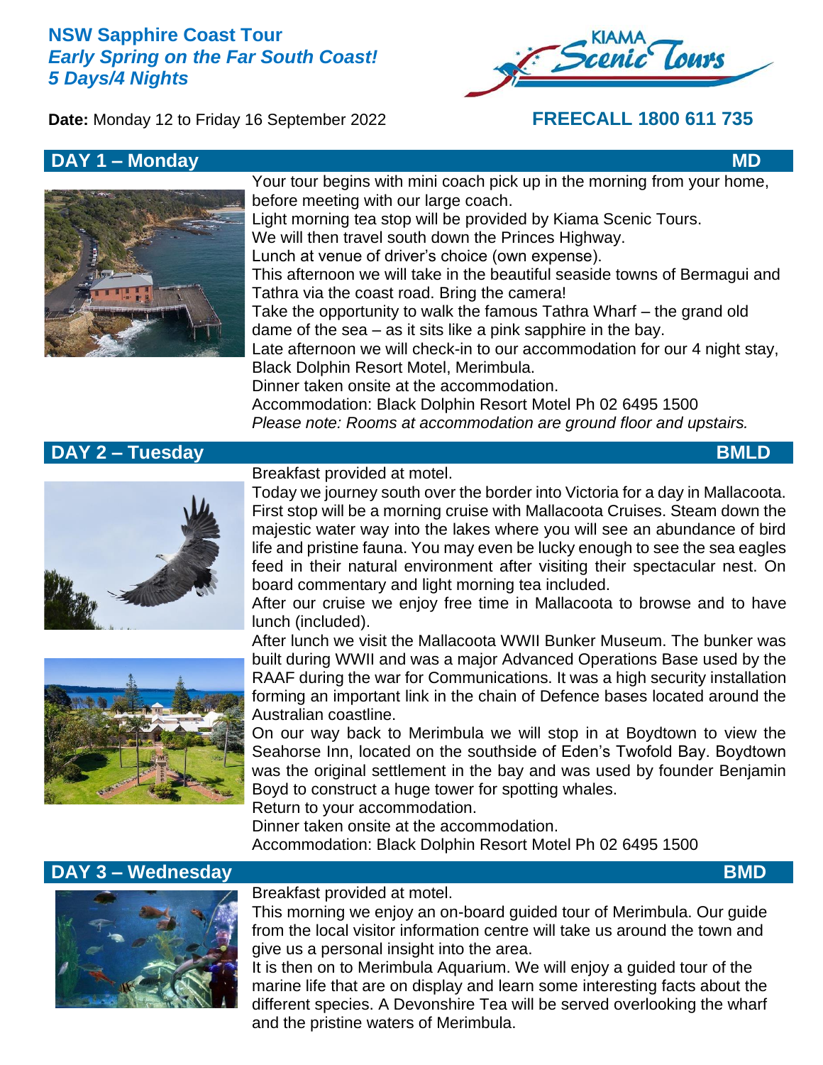# NSW Sapphire Coast Tour
## *Early Spring on the Far South Coast!*
## *5 Days/4 Nights*

KIAMA Scenic Tours

**Date:** Monday 12 to Friday 16 September 2022

**FREECALL 1800 611 735**

## DAY 1 – Monday — MD

Your tour begins with mini coach pick up in the morning from your home, before meeting with our large coach.
Light morning tea stop will be provided by Kiama Scenic Tours.
We will then travel south down the Princes Highway.
Lunch at venue of driver's choice (own expense).
This afternoon we will take in the beautiful seaside towns of Bermagui and Tathra via the coast road. Bring the camera!
Take the opportunity to walk the famous Tathra Wharf – the grand old dame of the sea – as it sits like a pink sapphire in the bay.
Late afternoon we will check-in to our accommodation for our 4 night stay, Black Dolphin Resort Motel, Merimbula.
Dinner taken onsite at the accommodation.
Accommodation: Black Dolphin Resort Motel Ph 02 6495 1500
*Please note: Rooms at accommodation are ground floor and upstairs.*

## DAY 2 – Tuesday — BMLD

Breakfast provided at motel.
Today we journey south over the border into Victoria for a day in Mallacoota. First stop will be a morning cruise with Mallacoota Cruises. Steam down the majestic water way into the lakes where you will see an abundance of bird life and pristine fauna. You may even be lucky enough to see the sea eagles feed in their natural environment after visiting their spectacular nest. On board commentary and light morning tea included.
After our cruise we enjoy free time in Mallacoota to browse and to have lunch (included).
After lunch we visit the Mallacoota WWII Bunker Museum. The bunker was built during WWII and was a major Advanced Operations Base used by the RAAF during the war for Communications. It was a high security installation forming an important link in the chain of Defence bases located around the Australian coastline.
On our way back to Merimbula we will stop in at Boydtown to view the Seahorse Inn, located on the southside of Eden's Twofold Bay. Boydtown was the original settlement in the bay and was used by founder Benjamin Boyd to construct a huge tower for spotting whales.
Return to your accommodation.
Dinner taken onsite at the accommodation.
Accommodation: Black Dolphin Resort Motel Ph 02 6495 1500

## DAY 3 – Wednesday — BMD

Breakfast provided at motel.
This morning we enjoy an on-board guided tour of Merimbula. Our guide from the local visitor information centre will take us around the town and give us a personal insight into the area.
It is then on to Merimbula Aquarium. We will enjoy a guided tour of the marine life that are on display and learn some interesting facts about the different species. A Devonshire Tea will be served overlooking the wharf and the pristine waters of Merimbula.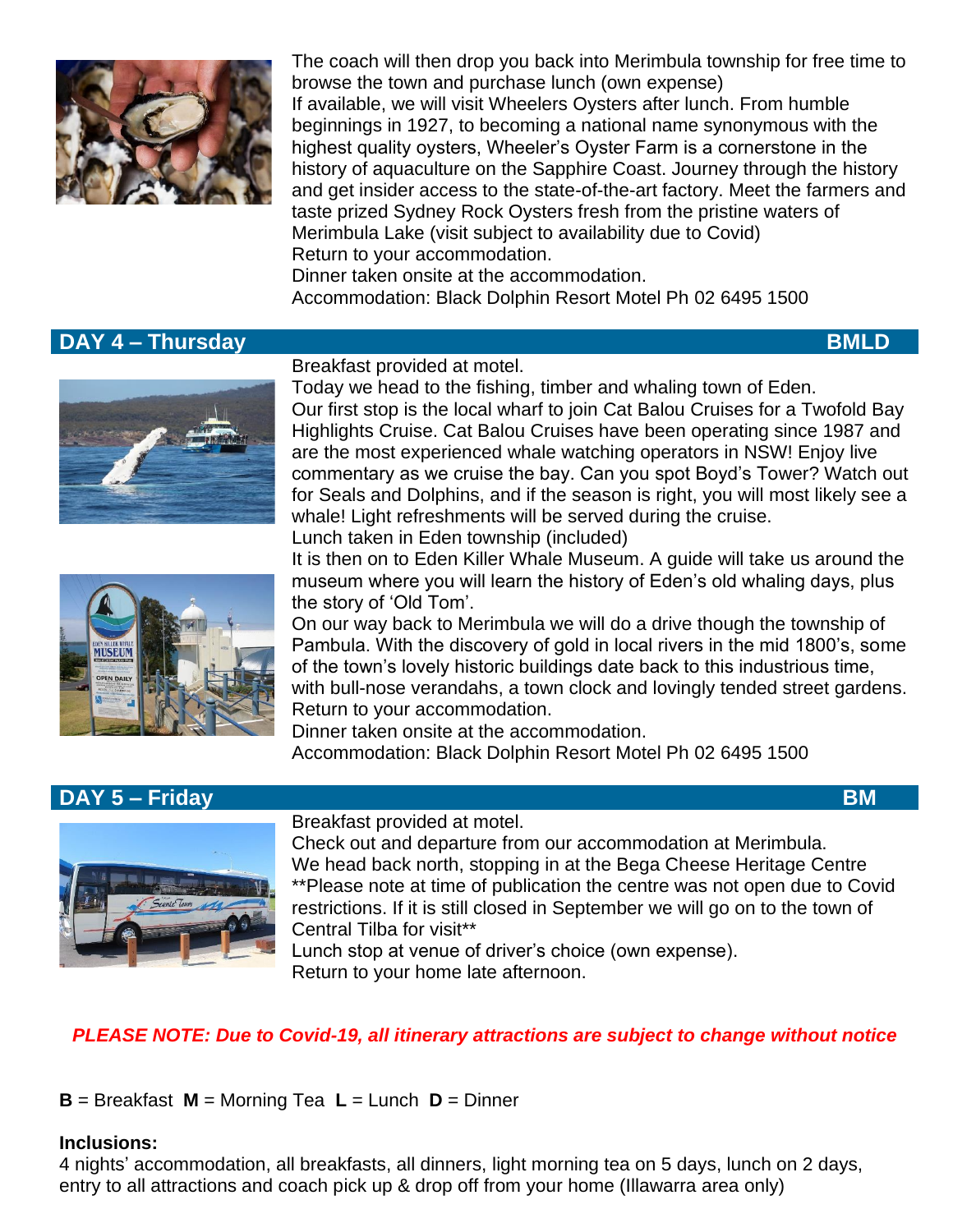The coach will then drop you back into Merimbula township for free time to browse the town and purchase lunch (own expense)
If available, we will visit Wheelers Oysters after lunch. From humble beginnings in 1927, to becoming a national name synonymous with the highest quality oysters, Wheeler's Oyster Farm is a cornerstone in the history of aquaculture on the Sapphire Coast. Journey through the history and get insider access to the state-of-the-art factory. Meet the farmers and taste prized Sydney Rock Oysters fresh from the pristine waters of Merimbula Lake (visit subject to availability due to Covid)
Return to your accommodation.
Dinner taken onsite at the accommodation.
Accommodation: Black Dolphin Resort Motel Ph 02 6495 1500

## DAY 4 – Thursday BMLD

Breakfast provided at motel.
Today we head to the fishing, timber and whaling town of Eden.
Our first stop is the local wharf to join Cat Balou Cruises for a Twofold Bay Highlights Cruise. Cat Balou Cruises have been operating since 1987 and are the most experienced whale watching operators in NSW! Enjoy live commentary as we cruise the bay. Can you spot Boyd's Tower? Watch out for Seals and Dolphins, and if the season is right, you will most likely see a whale! Light refreshments will be served during the cruise.
Lunch taken in Eden township (included)
It is then on to Eden Killer Whale Museum. A guide will take us around the museum where you will learn the history of Eden's old whaling days, plus the story of 'Old Tom'.
On our way back to Merimbula we will do a drive though the township of Pambula. With the discovery of gold in local rivers in the mid 1800's, some of the town's lovely historic buildings date back to this industrious time, with bull-nose verandahs, a town clock and lovingly tended street gardens.
Return to your accommodation.
Dinner taken onsite at the accommodation.
Accommodation: Black Dolphin Resort Motel Ph 02 6495 1500

## DAY 5 – Friday BM

Breakfast provided at motel.
Check out and departure from our accommodation at Merimbula.
We head back north, stopping in at the Bega Cheese Heritage Centre **Please note at time of publication the centre was not open due to Covid restrictions. If it is still closed in September we will go on to the town of Central Tilba for visit**
Lunch stop at venue of driver's choice (own expense).
Return to your home late afternoon.

***PLEASE NOTE: Due to Covid-19, all itinerary attractions are subject to change without notice***

**B** = Breakfast **M** = Morning Tea **L** = Lunch **D** = Dinner

**Inclusions:**
4 nights' accommodation, all breakfasts, all dinners, light morning tea on 5 days, lunch on 2 days, entry to all attractions and coach pick up & drop off from your home (Illawarra area only)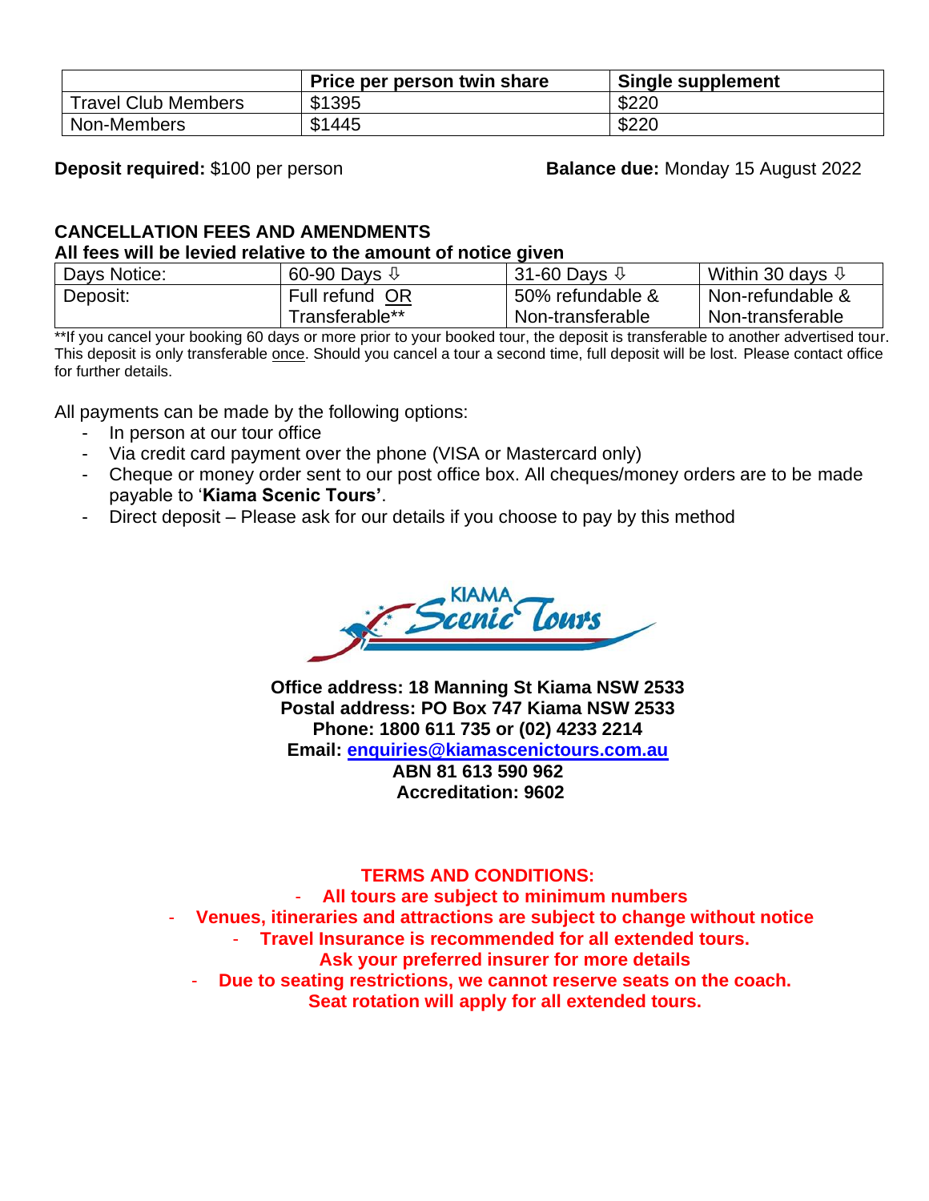| | Price per person twin share | Single supplement |
|---|---|---|
| Travel Club Members | $1395 | $220 |
| Non-Members | $1445 | $220 |

**Deposit required:** $100 per person

**Balance due:** Monday 15 August 2022

## CANCELLATION FEES AND AMENDMENTS

**All fees will be levied relative to the amount of notice given**

| Days Notice: | 60-90 Days ⇩ | 31-60 Days ⇩ | Within 30 days ⇩ |
|---|---|---|---|
| Deposit: | Full refund OR Transferable** | 50% refundable & Non-transferable | Non-refundable & Non-transferable |

**If you cancel your booking 60 days or more prior to your booked tour, the deposit is transferable to another advertised tour. This deposit is only transferable once. Should you cancel a tour a second time, full deposit will be lost. Please contact office for further details.

All payments can be made by the following options:

- In person at our tour office
- Via credit card payment over the phone (VISA or Mastercard only)
- Cheque or money order sent to our post office box. All cheques/money orders are to be made payable to '**Kiama Scenic Tours'**.
- Direct deposit – Please ask for our details if you choose to pay by this method

KIAMA Scenic Tours

**Office address: 18 Manning St Kiama NSW 2533**
**Postal address: PO Box 747 Kiama NSW 2533**
**Phone: 1800 611 735 or (02) 4233 2214**
**Email: enquiries@kiamascenictours.com.au**
**ABN 81 613 590 962**
**Accreditation: 9602**

**TERMS AND CONDITIONS:**

- **All tours are subject to minimum numbers**
- **Venues, itineraries and attractions are subject to change without notice**
- **Travel Insurance is recommended for all extended tours. Ask your preferred insurer for more details**
- **Due to seating restrictions, we cannot reserve seats on the coach. Seat rotation will apply for all extended tours.**